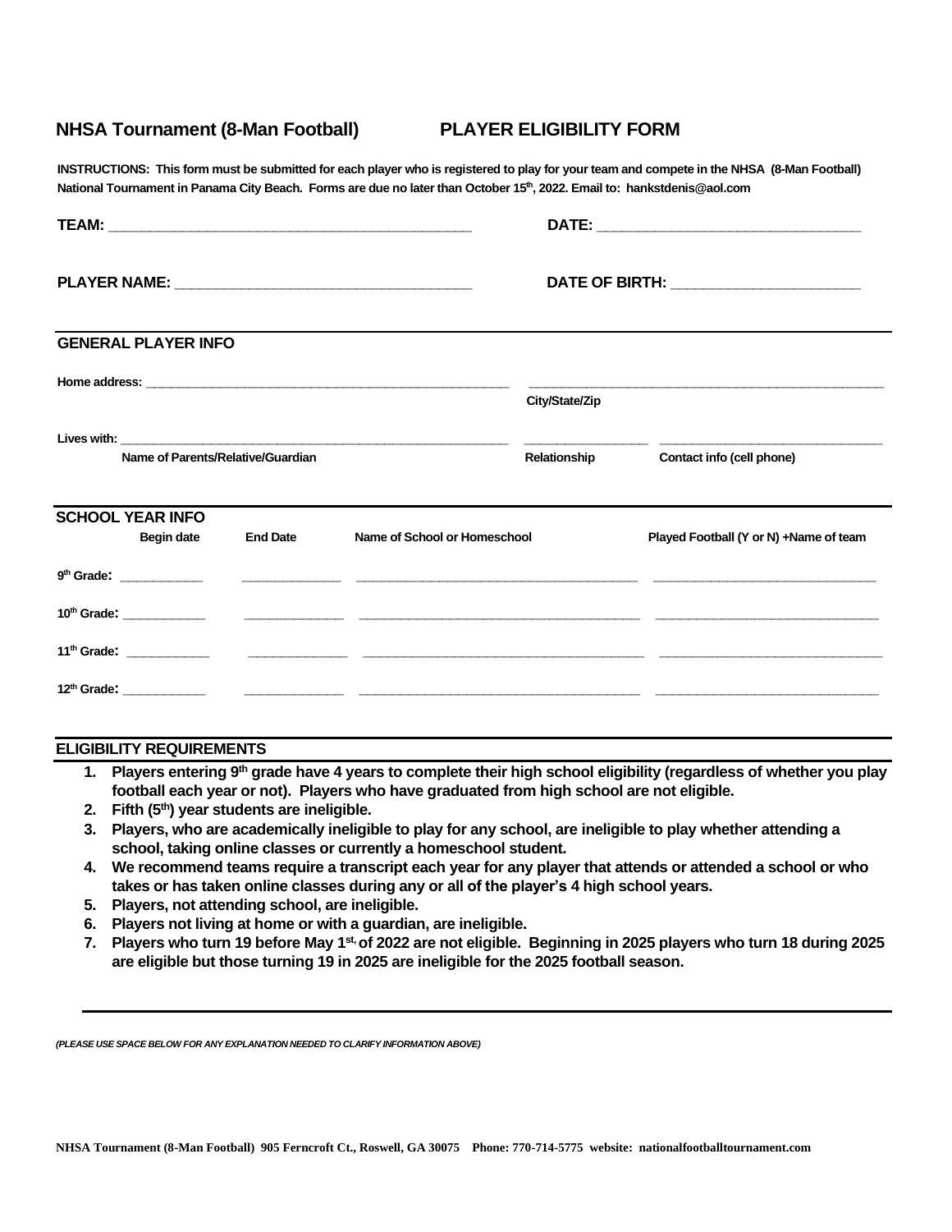## NHSA Tournament (8-Man Football) PLAYER ELIGIBILITY FORM

**INSTRUCTIONS: This form must be submitted for each player who is registered to play for your team and compete in the NHSA (8-Man Football) National Tournament in Panama City Beach. Forms are due no later than October 15th, 2022. Email to: hankstdenis@aol.com**

**TEAM:** ___________________________________________ **DATE:** ________________________________

**PLAYER NAME:** ____________________________________ **DATE OF BIRTH:** ______________________

### GENERAL PLAYER INFO

**Home address:** _____________________________________________________ _________________________________________________

**City/State/Zip**

**Lives with:** _______________________________________________________ ________________ ______________________________

**Name of Parents/Relative/Guardian** **Relationship** **Contact info (cell phone)**

### SCHOOL YEAR INFO

| | Begin date | End Date | Name of School or Homeschool | Played Football (Y or N) +Name of team |
|---|---|---|---|---|
| 9th Grade: | | | | |
| 10th Grade: | | | | |
| 11th Grade: | | | | |
| 12th Grade: | | | | |

### ELIGIBILITY REQUIREMENTS

1. **Players entering 9th grade have 4 years to complete their high school eligibility (regardless of whether you play football each year or not). Players who have graduated from high school are not eligible.**
2. **Fifth (5th) year students are ineligible.**
3. **Players, who are academically ineligible to play for any school, are ineligible to play whether attending a school, taking online classes or currently a homeschool student.**
4. **We recommend teams require a transcript each year for any player that attends or attended a school or who takes or has taken online classes during any or all of the player's 4 high school years.**
5. **Players, not attending school, are ineligible.**
6. **Players not living at home or with a guardian, are ineligible.**
7. **Players who turn 19 before May 1st, of 2022 are not eligible. Beginning in 2025 players who turn 18 during 2025 are eligible but those turning 19 in 2025 are ineligible for the 2025 football season.**

***(PLEASE USE SPACE BELOW FOR ANY EXPLANATION NEEDED TO CLARIFY INFORMATION ABOVE)***

**NHSA Tournament (8-Man Football) 905 Ferncroft Ct., Roswell, GA 30075 Phone: 770-714-5775 website: nationalfootballtournament.com**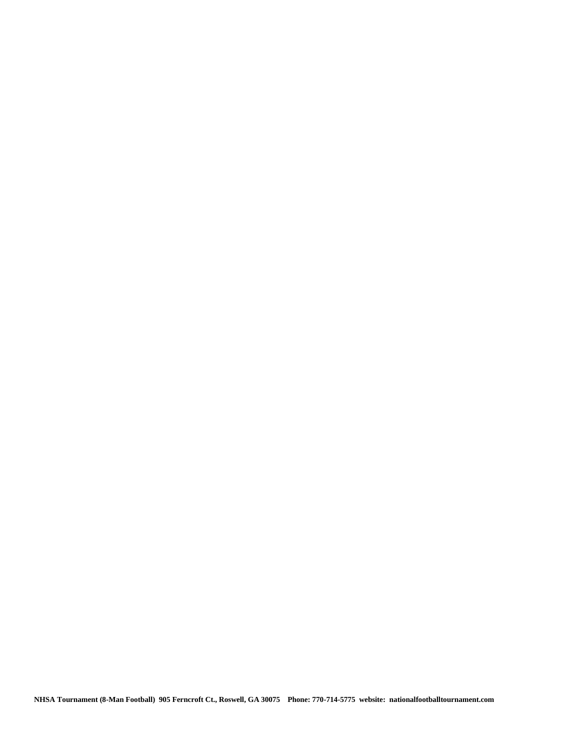**NHSA Tournament (8-Man Football) 905 Ferncroft Ct., Roswell, GA 30075 Phone: 770-714-5775 website: nationalfootballtournament.com**